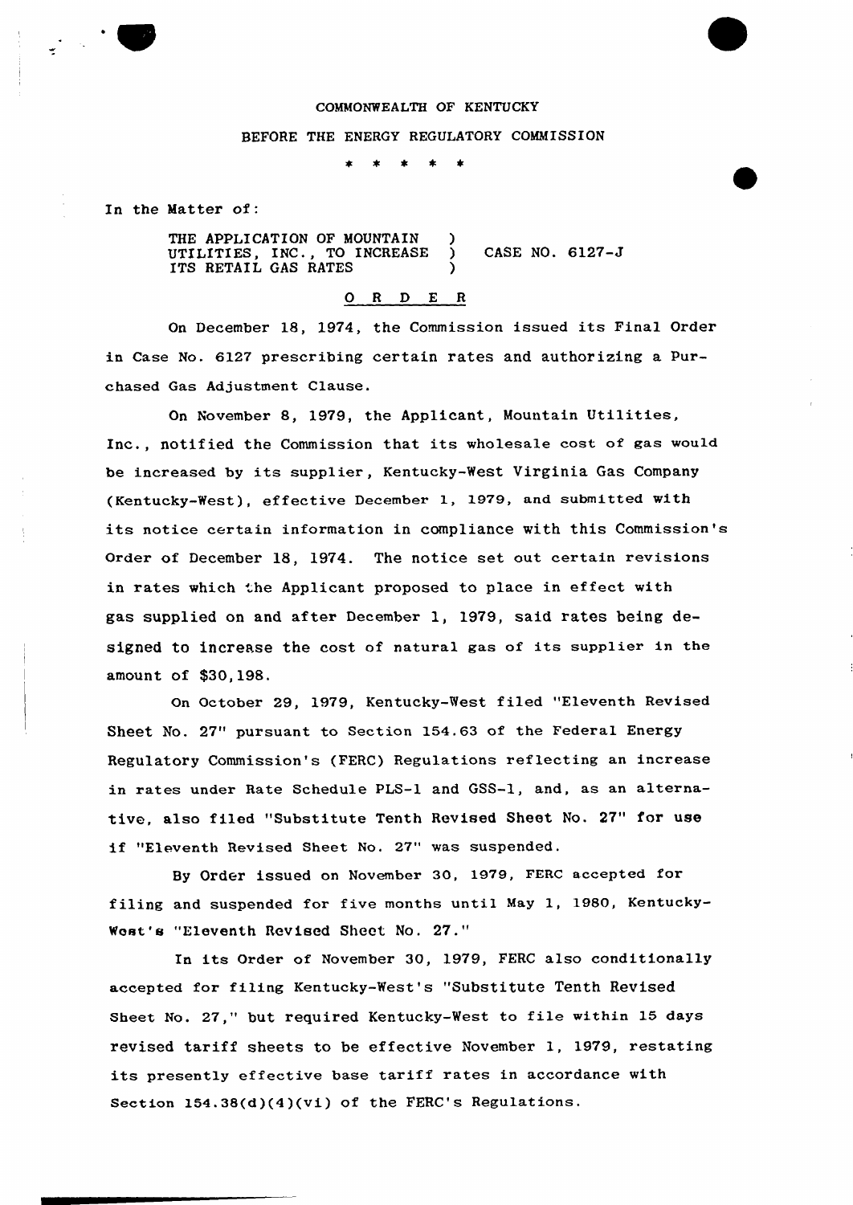COMMONWEALTH OF KENTUCKY

BEFORE THE ENERGY REGULATORY COMMISSION

\* \* \* \* \*

In the Matter of:

THE APPLICATION OF MOUNTAIN UTILITIES, INC., TO INCREASE ITS RETAIL GAS RATES ) CASE NO. 6127-J

## O R D E R

On December 18, 1974, the Commission issued its Final Order in Case No. 6127 prescribing certain rates and authorizing a Purchased Gas Adjustment Clause.

On November 8, 1979, the Applicant, Mountain Utilities, Inc., notified the Commission that its wholesale cost of gas would be increased by its supplier, Kentucky-West Virginia Gas Company (Kentucky-West), effective December 1, 1979, and submitted with its notice certain information in compliance with this Commission's Order of December 18, 1974. The notice set out certain revisions in rates which the Applicant proposed to place in effect with gas supplied on and after December 1, 1979, said rates being designed to increase the cost of natural gas of its supplier in the amount of $30,198.

On October 29, 1979, Kentucky-West filed "Eleventh Revised Sheet No. 27" pursuant to Section 154.63 of the Federal Energy Regulatory Commission's (FERC) Regulations reflecting an increase in rates under Rate Schedule PLS-1 and GSS-1, and, as an alternative, also filed "Substitute Tenth Revised Sheet No. 27" for use if "Eleventh Revised Sheet No. 27" was suspended.

By Order issued on November 30, 1979, FERC accepted for filing and suspended for five months until May 1, 1980, Kentucky-West's "Eleventh Revised Sheet No. 27."

In its Order of November 30, 1979, FERC also conditionally accepted for filing Kentucky-West's "Substitute Tenth Revised Sheet No. 27," but required Kentucky-West to file within 15 days revised tariff sheets to be effective November 1, 1979, restating its presently effective base tariff rates in accordance with Section 154.38(d)(4)(vi) of the FERC's Regulations.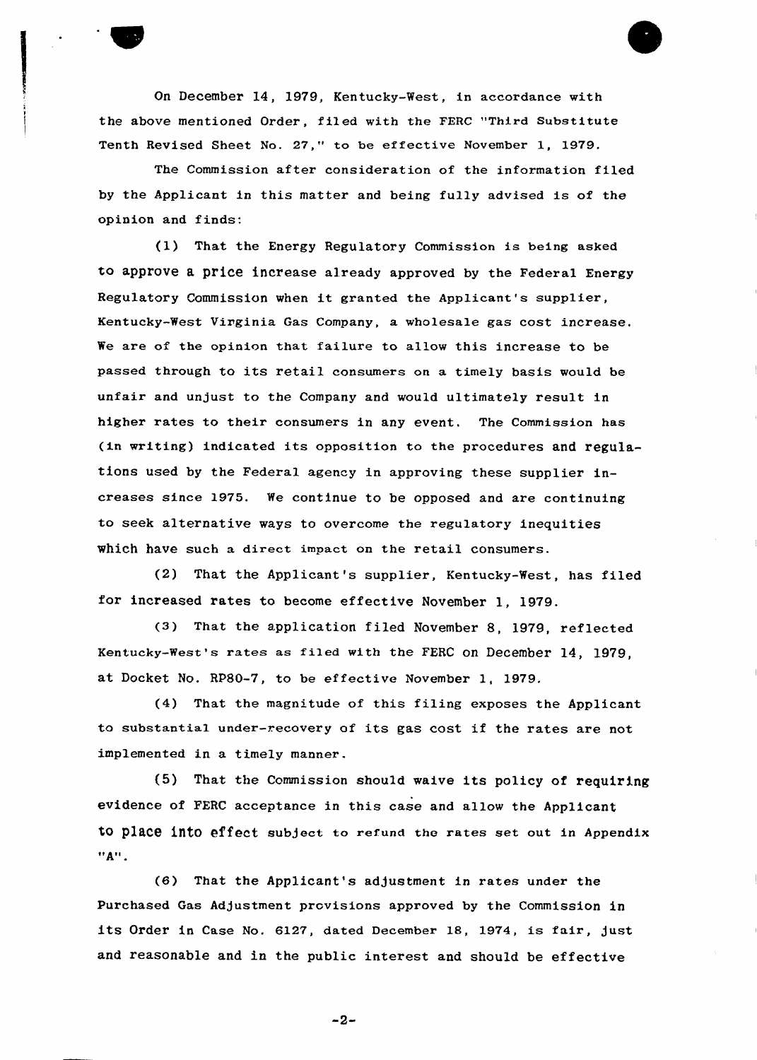On December 14, 1979, Kentucky-West, in accordance with the above mentioned Order, filed with the FERC "Third Substitute Tenth Revised Sheet No. 27," to be effective November 1, 1979.

The Commission after consideration of the information filed by the Applicant in this matter and being fully advised is of the opinion and finds:

(1) That the Energy Regulatory Commission is being asked to approve a price increase already approved by the Federal Energy Regulatory Commission when it granted the Applicant's supplier, Kentucky-West Virginia Gas Company, a wholesale gas cost increase. We are of the opinion that failure to allow this increase to be passed through to its retail consumers on a timely basis would be unfair and unjust to the Company and would ultimately result in higher rates to their consumers in any event. The Commission has (in writing) indicated its opposition to the procedures and regulations used by the Federal agency in approving these supplier increases since 1975. We continue to be opposed and are continuing to seek alternative ways to overcome the regulatory inequities which have such a direct impact on the retail consumers.

(2) That the Applicant's supplier, Kentucky-West, has filed for increased rates to become effective November 1, 1979.

(3) That the application filed November 8, 1979, reflected Kentucky-West's rates as filed with the FERC on December 14, 1979, at Docket No. RP80-7, to be effective November 1, 1979.

(4) That the magnitude of this filing exposes the Applicant to substantial under-recovery of its gas cost if the rates are not implemented in a timely manner.

(5) That the Commission should waive its policy of requiring evidence of FERC acceptance in this case and allow the Applicant to place into effect subject to refund the rates set out in Appendix "A".

(6) That the Applicant's adjustment in rates under the Purchased Gas Adjustment provisions approved by the Commission in its Order in Case No. 6127, dated December 18, 1974, is fair, just and reasonable and in the public interest and should be effective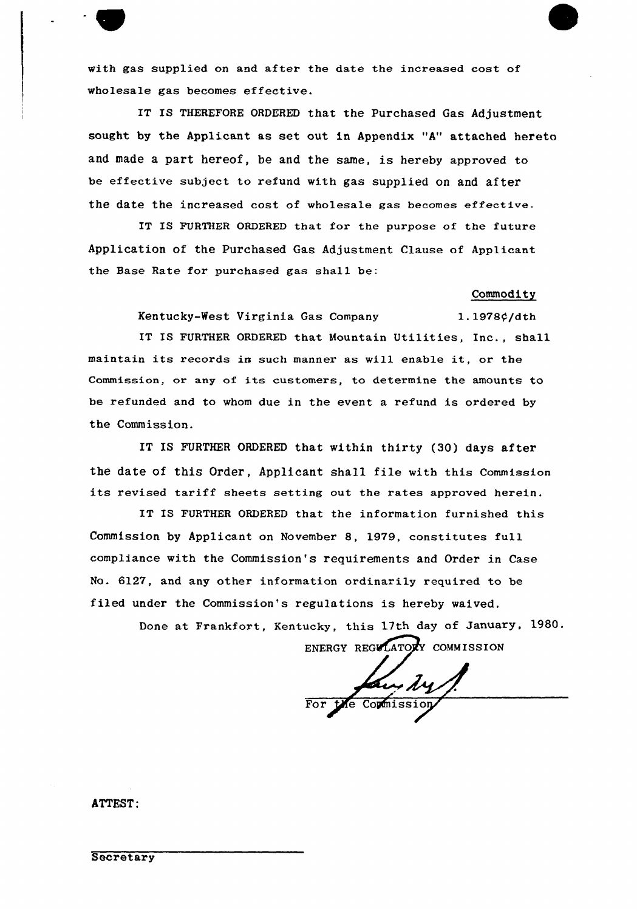with gas supplied on and after the date the increased cost of wholesale gas becomes effective.

IT IS THEREFORE ORDERED that the Purchased Gas Adjustment sought by the Applicant as set out in Appendix "A" attached hereto and made a part hereof, be and the same, is hereby approved to be effective subject to refund with gas supplied on and after the date the increased cost of wholesale gas becomes effective.

IT IS FURTHER ORDERED that for the purpose of the future Application of the Purchased Gas Adjustment Clause of Applicant the Base Rate for purchased gas shall be:

| | Commodity |
|---|---|
| Kentucky-West Virginia Gas Company | 1.1978¢/dth |

IT IS FURTHER ORDERED that Mountain Utilities, Inc., shall maintain its records in such manner as will enable it, or the Commission, or any of its customers, to determine the amounts to be refunded and to whom due in the event a refund is ordered by the Commission.

IT IS FURTHER ORDERED that within thirty (30) days after the date of this Order, Applicant shall file with this Commission its revised tariff sheets setting out the rates approved herein.

IT IS FURTHER ORDERED that the information furnished this Commission by Applicant on November 8, 1979, constitutes full compliance with the Commission's requirements and Order in Case No. 6127, and any other information ordinarily required to be filed under the Commission's regulations is hereby waived.

Done at Frankfort, Kentucky, this 17th day of January, 1980.

ENERGY REGULATORY COMMISSION

For the Commission

ATTEST:

Secretary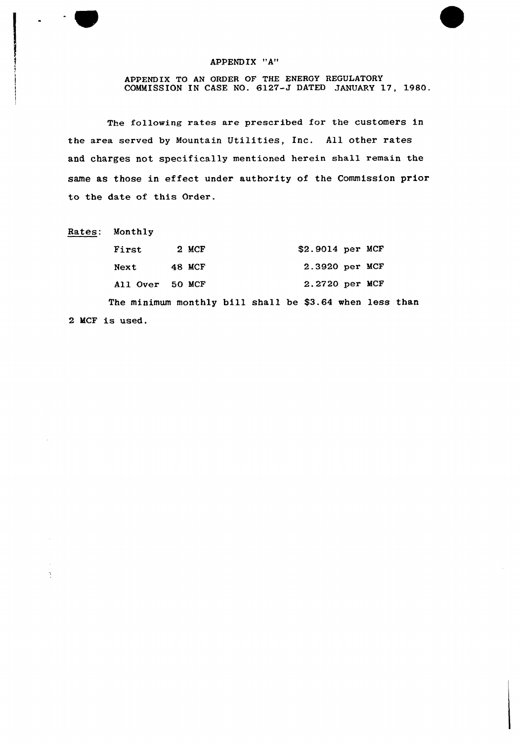# APPENDIX "A"

APPENDIX TO AN ORDER OF THE ENERGY REGULATORY COMMISSION IN CASE NO. 6127-J DATED JANUARY 17, 1980.

The following rates are prescribed for the customers in the area served by Mountain Utilities, Inc. All other rates and charges not specifically mentioned herein shall remain the same as those in effect under authority of the Commission prior to the date of this Order.

Rates: Monthly

| | | |
|---|---|---|
| First | 2 MCF | $2.9014 per MCF |
| Next | 48 MCF | 2.3920 per MCF |
| All Over | 50 MCF | 2.2720 per MCF |

The minimum monthly bill shall be $3.64 when less than 2 MCF is used.